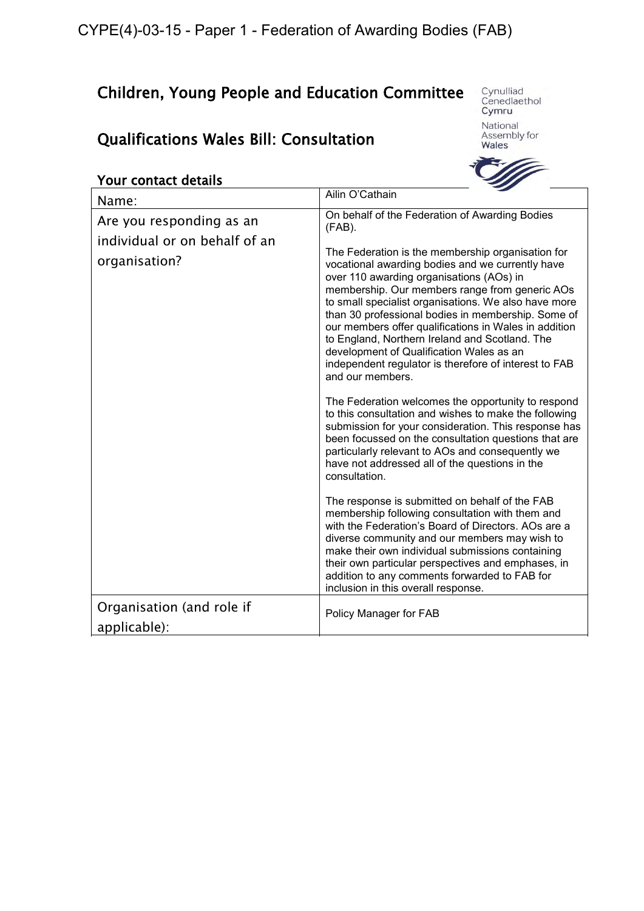CYPE(4)-03-15 - Paper 1 - Federation of Awarding Bodies (FAB)

# Children, Young People and Education Committee

Cynulliad Cenedlaethol Cymru
National Assembly for Wales

## Qualifications Wales Bill: Consultation

### Your contact details

| Name: | Ailin O'Cathain |
|---|---|
| Are you responding as an individual or on behalf of an organisation? | On behalf of the Federation of Awarding Bodies (FAB).<br><br>The Federation is the membership organisation for vocational awarding bodies and we currently have over 110 awarding organisations (AOs) in membership. Our members range from generic AOs to small specialist organisations. We also have more than 30 professional bodies in membership. Some of our members offer qualifications in Wales in addition to England, Northern Ireland and Scotland. The development of Qualification Wales as an independent regulator is therefore of interest to FAB and our members.<br><br>The Federation welcomes the opportunity to respond to this consultation and wishes to make the following submission for your consideration. This response has been focussed on the consultation questions that are particularly relevant to AOs and consequently we have not addressed all of the questions in the consultation.<br><br>The response is submitted on behalf of the FAB membership following consultation with them and with the Federation's Board of Directors. AOs are a diverse community and our members may wish to make their own individual submissions containing their own particular perspectives and emphases, in addition to any comments forwarded to FAB for inclusion in this overall response. |
| Organisation (and role if applicable): | Policy Manager for FAB |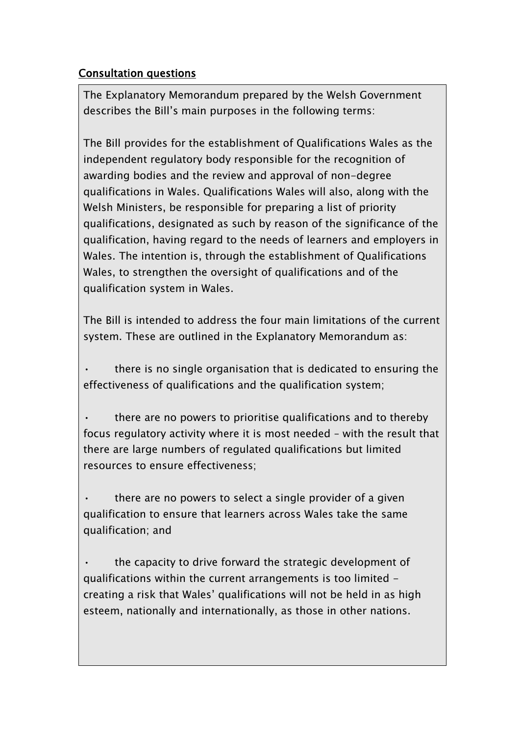## Consultation questions

The Explanatory Memorandum prepared by the Welsh Government describes the Bill's main purposes in the following terms:

The Bill provides for the establishment of Qualifications Wales as the independent regulatory body responsible for the recognition of awarding bodies and the review and approval of non-degree qualifications in Wales. Qualifications Wales will also, along with the Welsh Ministers, be responsible for preparing a list of priority qualifications, designated as such by reason of the significance of the qualification, having regard to the needs of learners and employers in Wales. The intention is, through the establishment of Qualifications Wales, to strengthen the oversight of qualifications and of the qualification system in Wales.

The Bill is intended to address the four main limitations of the current system. These are outlined in the Explanatory Memorandum as:

- there is no single organisation that is dedicated to ensuring the effectiveness of qualifications and the qualification system;
- there are no powers to prioritise qualifications and to thereby focus regulatory activity where it is most needed – with the result that there are large numbers of regulated qualifications but limited resources to ensure effectiveness;
- there are no powers to select a single provider of a given qualification to ensure that learners across Wales take the same qualification; and
- the capacity to drive forward the strategic development of qualifications within the current arrangements is too limited - creating a risk that Wales' qualifications will not be held in as high esteem, nationally and internationally, as those in other nations.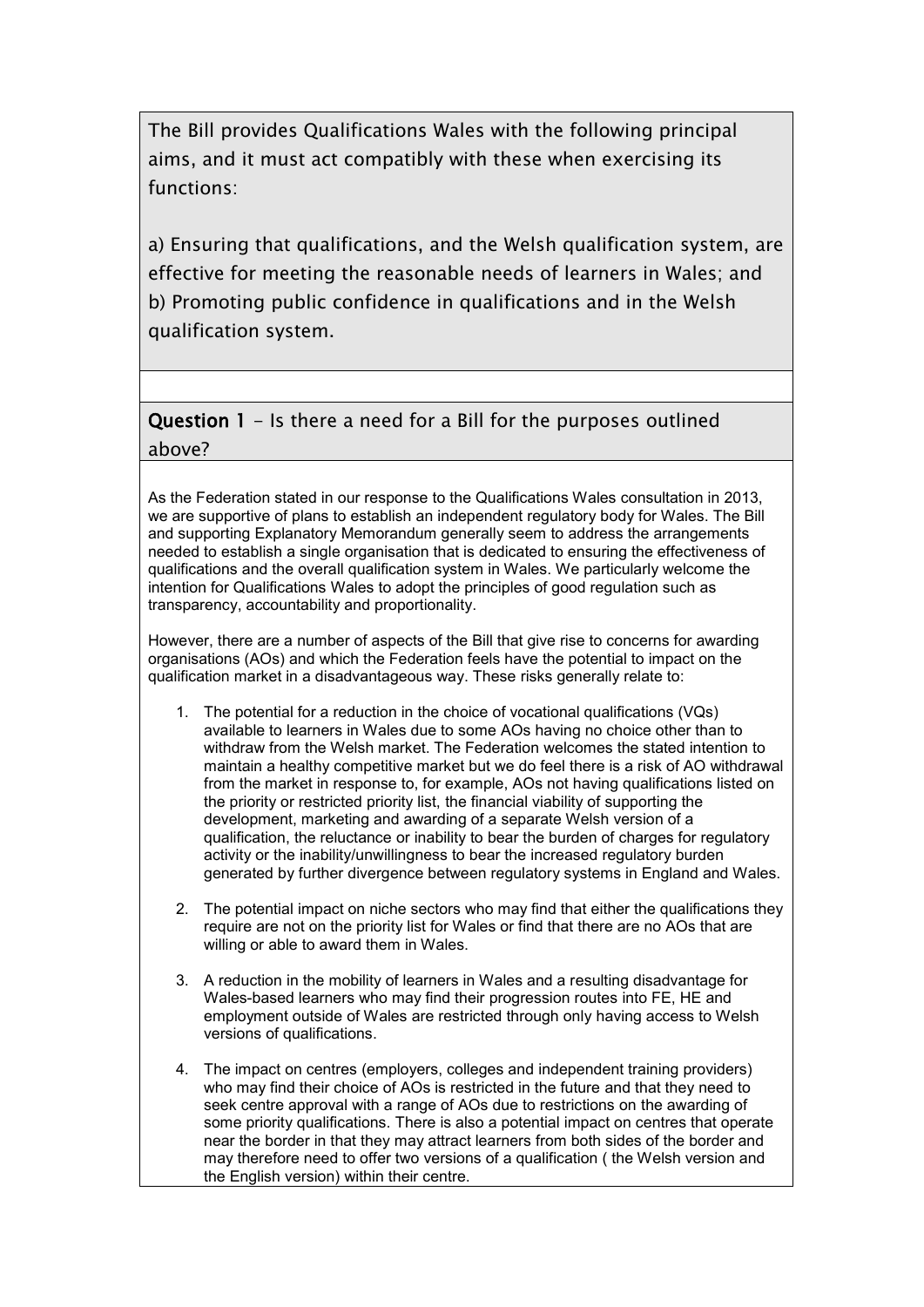The Bill provides Qualifications Wales with the following principal aims, and it must act compatibly with these when exercising its functions:

a) Ensuring that qualifications, and the Welsh qualification system, are effective for meeting the reasonable needs of learners in Wales; and
b) Promoting public confidence in qualifications and in the Welsh qualification system.

**Question 1** - Is there a need for a Bill for the purposes outlined above?

As the Federation stated in our response to the Qualifications Wales consultation in 2013, we are supportive of plans to establish an independent regulatory body for Wales. The Bill and supporting Explanatory Memorandum generally seem to address the arrangements needed to establish a single organisation that is dedicated to ensuring the effectiveness of qualifications and the overall qualification system in Wales. We particularly welcome the intention for Qualifications Wales to adopt the principles of good regulation such as transparency, accountability and proportionality.

However, there are a number of aspects of the Bill that give rise to concerns for awarding organisations (AOs) and which the Federation feels have the potential to impact on the qualification market in a disadvantageous way. These risks generally relate to:

1. The potential for a reduction in the choice of vocational qualifications (VQs) available to learners in Wales due to some AOs having no choice other than to withdraw from the Welsh market. The Federation welcomes the stated intention to maintain a healthy competitive market but we do feel there is a risk of AO withdrawal from the market in response to, for example, AOs not having qualifications listed on the priority or restricted priority list, the financial viability of supporting the development, marketing and awarding of a separate Welsh version of a qualification, the reluctance or inability to bear the burden of charges for regulatory activity or the inability/unwillingness to bear the increased regulatory burden generated by further divergence between regulatory systems in England and Wales.

2. The potential impact on niche sectors who may find that either the qualifications they require are not on the priority list for Wales or find that there are no AOs that are willing or able to award them in Wales.

3. A reduction in the mobility of learners in Wales and a resulting disadvantage for Wales-based learners who may find their progression routes into FE, HE and employment outside of Wales are restricted through only having access to Welsh versions of qualifications.

4. The impact on centres (employers, colleges and independent training providers) who may find their choice of AOs is restricted in the future and that they need to seek centre approval with a range of AOs due to restrictions on the awarding of some priority qualifications. There is also a potential impact on centres that operate near the border in that they may attract learners from both sides of the border and may therefore need to offer two versions of a qualification ( the Welsh version and the English version) within their centre.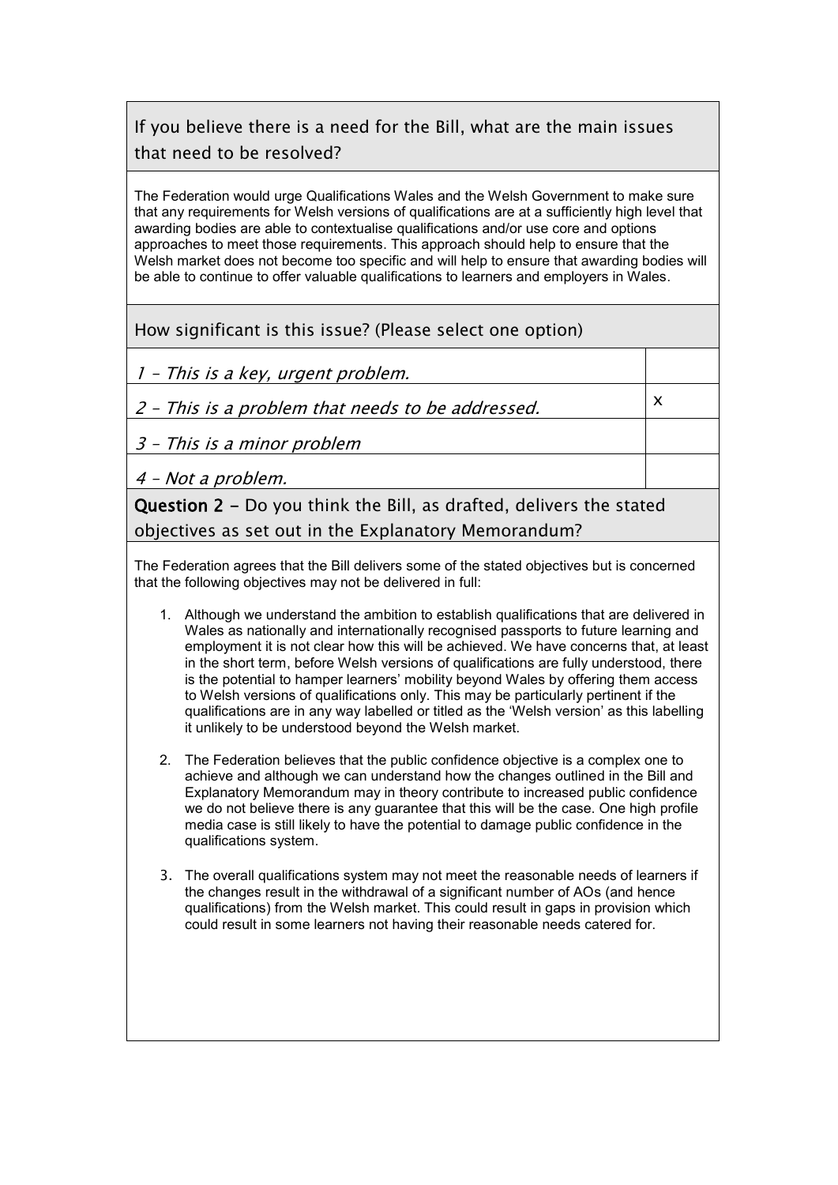## If you believe there is a need for the Bill, what are the main issues that need to be resolved?

The Federation would urge Qualifications Wales and the Welsh Government to make sure that any requirements for Welsh versions of qualifications are at a sufficiently high level that awarding bodies are able to contextualise qualifications and/or use core and options approaches to meet those requirements. This approach should help to ensure that the Welsh market does not become too specific and will help to ensure that awarding bodies will be able to continue to offer valuable qualifications to learners and employers in Wales.

## How significant is this issue? (Please select one option)

| | |
|---|---|
| *1 – This is a key, urgent problem.* | |
| *2 – This is a problem that needs to be addressed.* | x |
| *3 – This is a minor problem* | |
| *4 – Not a problem.* | |

## **Question 2 –** Do you think the Bill, as drafted, delivers the stated objectives as set out in the Explanatory Memorandum?

The Federation agrees that the Bill delivers some of the stated objectives but is concerned that the following objectives may not be delivered in full:

1. Although we understand the ambition to establish qualifications that are delivered in Wales as nationally and internationally recognised passports to future learning and employment it is not clear how this will be achieved. We have concerns that, at least in the short term, before Welsh versions of qualifications are fully understood, there is the potential to hamper learners' mobility beyond Wales by offering them access to Welsh versions of qualifications only. This may be particularly pertinent if the qualifications are in any way labelled or titled as the 'Welsh version' as this labelling it unlikely to be understood beyond the Welsh market.

2. The Federation believes that the public confidence objective is a complex one to achieve and although we can understand how the changes outlined in the Bill and Explanatory Memorandum may in theory contribute to increased public confidence we do not believe there is any guarantee that this will be the case. One high profile media case is still likely to have the potential to damage public confidence in the qualifications system.

3. The overall qualifications system may not meet the reasonable needs of learners if the changes result in the withdrawal of a significant number of AOs (and hence qualifications) from the Welsh market. This could result in gaps in provision which could result in some learners not having their reasonable needs catered for.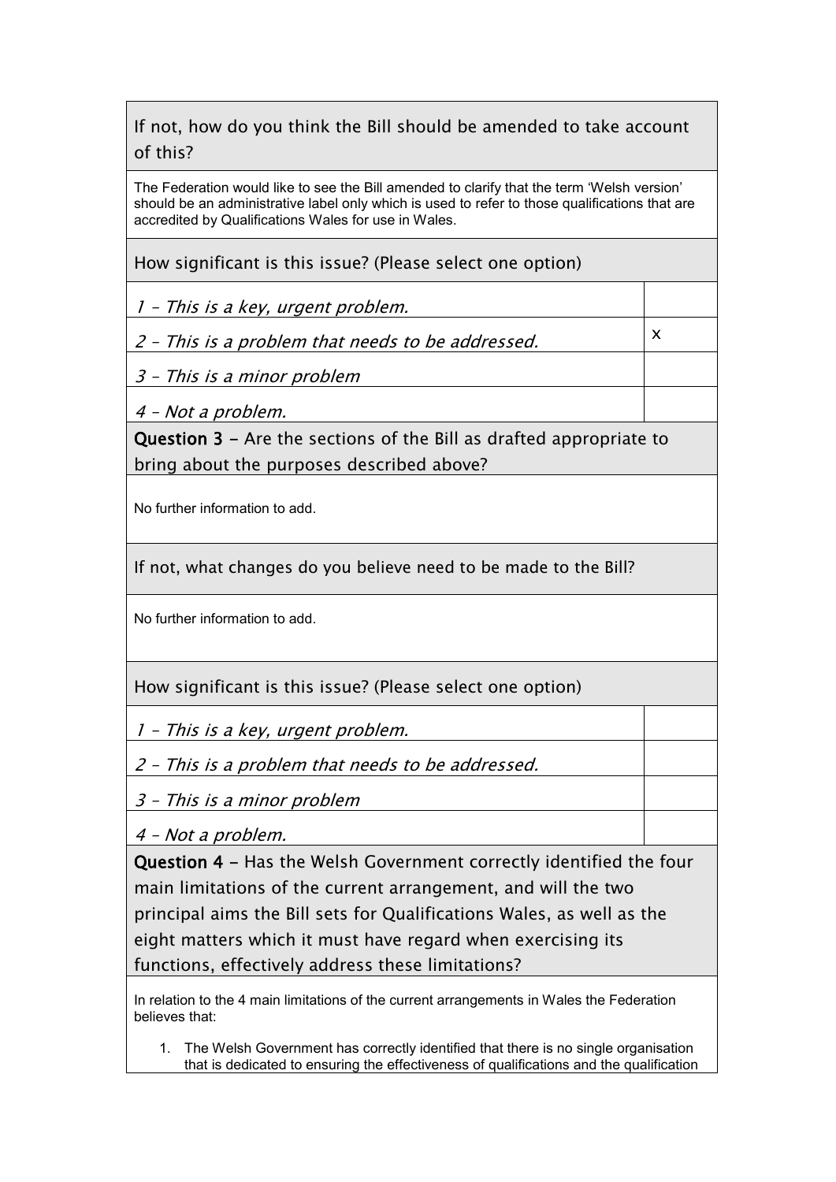If not, how do you think the Bill should be amended to take account of this?

The Federation would like to see the Bill amended to clarify that the term 'Welsh version' should be an administrative label only which is used to refer to those qualifications that are accredited by Qualifications Wales for use in Wales.

How significant is this issue? (Please select one option)

| | |
|---|---|
| *1 – This is a key, urgent problem.* | |
| *2 – This is a problem that needs to be addressed.* | x |
| *3 – This is a minor problem* | |
| *4 – Not a problem.* | |

**Question 3 –** Are the sections of the Bill as drafted appropriate to bring about the purposes described above?

No further information to add.

If not, what changes do you believe need to be made to the Bill?

No further information to add.

How significant is this issue? (Please select one option)

| | |
|---|---|
| *1 – This is a key, urgent problem.* | |
| *2 – This is a problem that needs to be addressed.* | |
| *3 – This is a minor problem* | |
| *4 – Not a problem.* | |

**Question 4 –** Has the Welsh Government correctly identified the four main limitations of the current arrangement, and will the two principal aims the Bill sets for Qualifications Wales, as well as the eight matters which it must have regard when exercising its functions, effectively address these limitations?

In relation to the 4 main limitations of the current arrangements in Wales the Federation believes that:

1. The Welsh Government has correctly identified that there is no single organisation that is dedicated to ensuring the effectiveness of qualifications and the qualification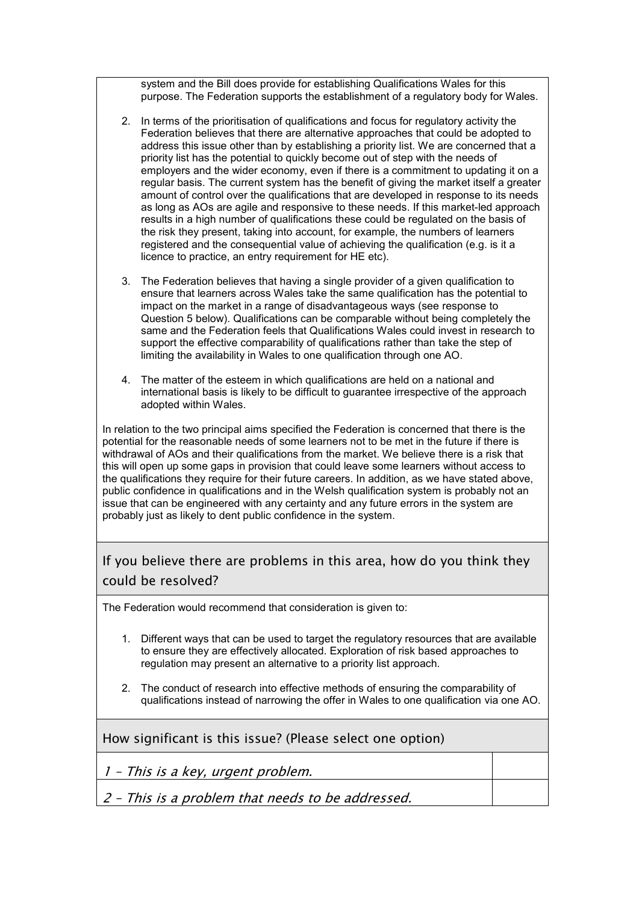system and the Bill does provide for establishing Qualifications Wales for this purpose. The Federation supports the establishment of a regulatory body for Wales.

2. In terms of the prioritisation of qualifications and focus for regulatory activity the Federation believes that there are alternative approaches that could be adopted to address this issue other than by establishing a priority list. We are concerned that a priority list has the potential to quickly become out of step with the needs of employers and the wider economy, even if there is a commitment to updating it on a regular basis. The current system has the benefit of giving the market itself a greater amount of control over the qualifications that are developed in response to its needs as long as AOs are agile and responsive to these needs. If this market-led approach results in a high number of qualifications these could be regulated on the basis of the risk they present, taking into account, for example, the numbers of learners registered and the consequential value of achieving the qualification (e.g. is it a licence to practice, an entry requirement for HE etc).

3. The Federation believes that having a single provider of a given qualification to ensure that learners across Wales take the same qualification has the potential to impact on the market in a range of disadvantageous ways (see response to Question 5 below). Qualifications can be comparable without being completely the same and the Federation feels that Qualifications Wales could invest in research to support the effective comparability of qualifications rather than take the step of limiting the availability in Wales to one qualification through one AO.

4. The matter of the esteem in which qualifications are held on a national and international basis is likely to be difficult to guarantee irrespective of the approach adopted within Wales.

In relation to the two principal aims specified the Federation is concerned that there is the potential for the reasonable needs of some learners not to be met in the future if there is withdrawal of AOs and their qualifications from the market. We believe there is a risk that this will open up some gaps in provision that could leave some learners without access to the qualifications they require for their future careers. In addition, as we have stated above, public confidence in qualifications and in the Welsh qualification system is probably not an issue that can be engineered with any certainty and any future errors in the system are probably just as likely to dent public confidence in the system.

## If you believe there are problems in this area, how do you think they could be resolved?

The Federation would recommend that consideration is given to:

1. Different ways that can be used to target the regulatory resources that are available to ensure they are effectively allocated. Exploration of risk based approaches to regulation may present an alternative to a priority list approach.

2. The conduct of research into effective methods of ensuring the comparability of qualifications instead of narrowing the offer in Wales to one qualification via one AO.

## How significant is this issue? (Please select one option)

| | |
|---|---|
| *1 – This is a key, urgent problem.* | |
| *2 – This is a problem that needs to be addressed.* | |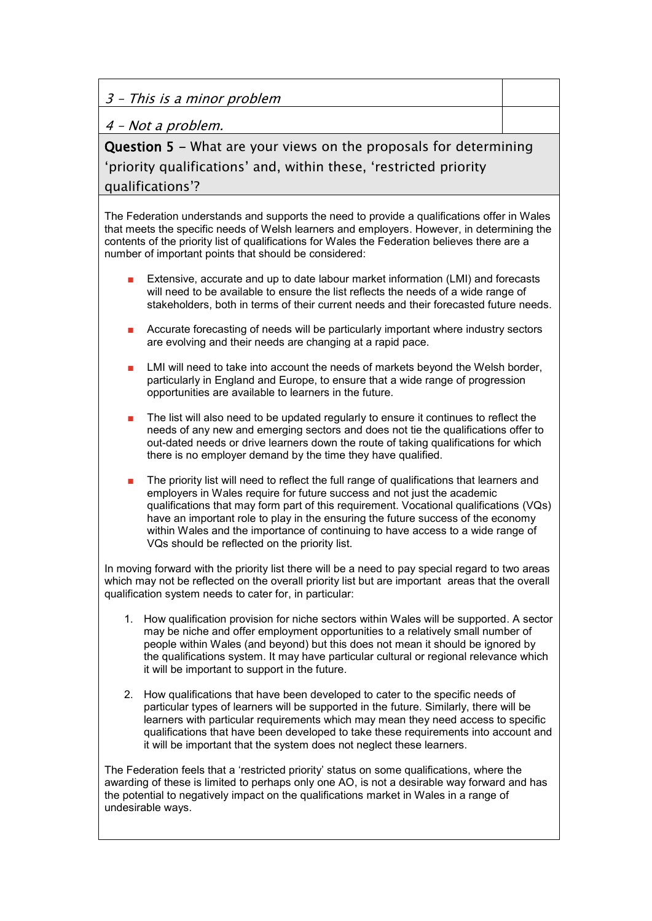| | |
|---|---|
| *3 – This is a minor problem* | |
| *4 – Not a problem.* | |

**Question 5** – What are your views on the proposals for determining 'priority qualifications' and, within these, 'restricted priority qualifications'?

The Federation understands and supports the need to provide a qualifications offer in Wales that meets the specific needs of Welsh learners and employers. However, in determining the contents of the priority list of qualifications for Wales the Federation believes there are a number of important points that should be considered:

- Extensive, accurate and up to date labour market information (LMI) and forecasts will need to be available to ensure the list reflects the needs of a wide range of stakeholders, both in terms of their current needs and their forecasted future needs.
- Accurate forecasting of needs will be particularly important where industry sectors are evolving and their needs are changing at a rapid pace.
- LMI will need to take into account the needs of markets beyond the Welsh border, particularly in England and Europe, to ensure that a wide range of progression opportunities are available to learners in the future.
- The list will also need to be updated regularly to ensure it continues to reflect the needs of any new and emerging sectors and does not tie the qualifications offer to out-dated needs or drive learners down the route of taking qualifications for which there is no employer demand by the time they have qualified.
- The priority list will need to reflect the full range of qualifications that learners and employers in Wales require for future success and not just the academic qualifications that may form part of this requirement. Vocational qualifications (VQs) have an important role to play in the ensuring the future success of the economy within Wales and the importance of continuing to have access to a wide range of VQs should be reflected on the priority list.

In moving forward with the priority list there will be a need to pay special regard to two areas which may not be reflected on the overall priority list but are important areas that the overall qualification system needs to cater for, in particular:

1. How qualification provision for niche sectors within Wales will be supported. A sector may be niche and offer employment opportunities to a relatively small number of people within Wales (and beyond) but this does not mean it should be ignored by the qualifications system. It may have particular cultural or regional relevance which it will be important to support in the future.
2. How qualifications that have been developed to cater to the specific needs of particular types of learners will be supported in the future. Similarly, there will be learners with particular requirements which may mean they need access to specific qualifications that have been developed to take these requirements into account and it will be important that the system does not neglect these learners.

The Federation feels that a 'restricted priority' status on some qualifications, where the awarding of these is limited to perhaps only one AO, is not a desirable way forward and has the potential to negatively impact on the qualifications market in Wales in a range of undesirable ways.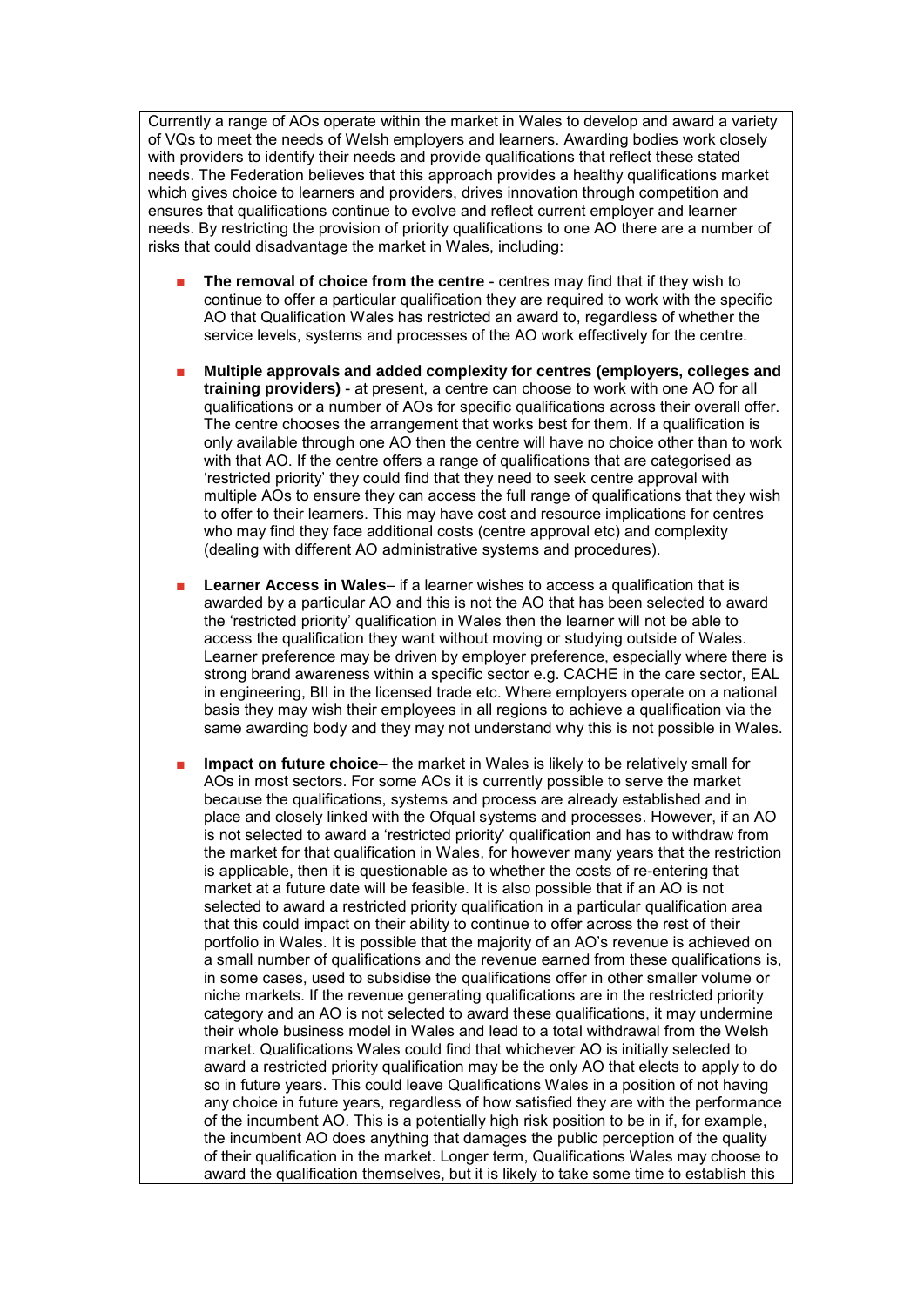Currently a range of AOs operate within the market in Wales to develop and award a variety of VQs to meet the needs of Welsh employers and learners. Awarding bodies work closely with providers to identify their needs and provide qualifications that reflect these stated needs. The Federation believes that this approach provides a healthy qualifications market which gives choice to learners and providers, drives innovation through competition and ensures that qualifications continue to evolve and reflect current employer and learner needs. By restricting the provision of priority qualifications to one AO there are a number of risks that could disadvantage the market in Wales, including:

- **The removal of choice from the centre** - centres may find that if they wish to continue to offer a particular qualification they are required to work with the specific AO that Qualification Wales has restricted an award to, regardless of whether the service levels, systems and processes of the AO work effectively for the centre.
- **Multiple approvals and added complexity for centres (employers, colleges and training providers)** - at present, a centre can choose to work with one AO for all qualifications or a number of AOs for specific qualifications across their overall offer. The centre chooses the arrangement that works best for them. If a qualification is only available through one AO then the centre will have no choice other than to work with that AO. If the centre offers a range of qualifications that are categorised as 'restricted priority' they could find that they need to seek centre approval with multiple AOs to ensure they can access the full range of qualifications that they wish to offer to their learners. This may have cost and resource implications for centres who may find they face additional costs (centre approval etc) and complexity (dealing with different AO administrative systems and procedures).
- **Learner Access in Wales**– if a learner wishes to access a qualification that is awarded by a particular AO and this is not the AO that has been selected to award the 'restricted priority' qualification in Wales then the learner will not be able to access the qualification they want without moving or studying outside of Wales. Learner preference may be driven by employer preference, especially where there is strong brand awareness within a specific sector e.g. CACHE in the care sector, EAL in engineering, BII in the licensed trade etc. Where employers operate on a national basis they may wish their employees in all regions to achieve a qualification via the same awarding body and they may not understand why this is not possible in Wales.
- **Impact on future choice**– the market in Wales is likely to be relatively small for AOs in most sectors. For some AOs it is currently possible to serve the market because the qualifications, systems and process are already established and in place and closely linked with the Ofqual systems and processes. However, if an AO is not selected to award a 'restricted priority' qualification and has to withdraw from the market for that qualification in Wales, for however many years that the restriction is applicable, then it is questionable as to whether the costs of re-entering that market at a future date will be feasible. It is also possible that if an AO is not selected to award a restricted priority qualification in a particular qualification area that this could impact on their ability to continue to offer across the rest of their portfolio in Wales. It is possible that the majority of an AO's revenue is achieved on a small number of qualifications and the revenue earned from these qualifications is, in some cases, used to subsidise the qualifications offer in other smaller volume or niche markets. If the revenue generating qualifications are in the restricted priority category and an AO is not selected to award these qualifications, it may undermine their whole business model in Wales and lead to a total withdrawal from the Welsh market. Qualifications Wales could find that whichever AO is initially selected to award a restricted priority qualification may be the only AO that elects to apply to do so in future years. This could leave Qualifications Wales in a position of not having any choice in future years, regardless of how satisfied they are with the performance of the incumbent AO. This is a potentially high risk position to be in if, for example, the incumbent AO does anything that damages the public perception of the quality of their qualification in the market. Longer term, Qualifications Wales may choose to award the qualification themselves, but it is likely to take some time to establish this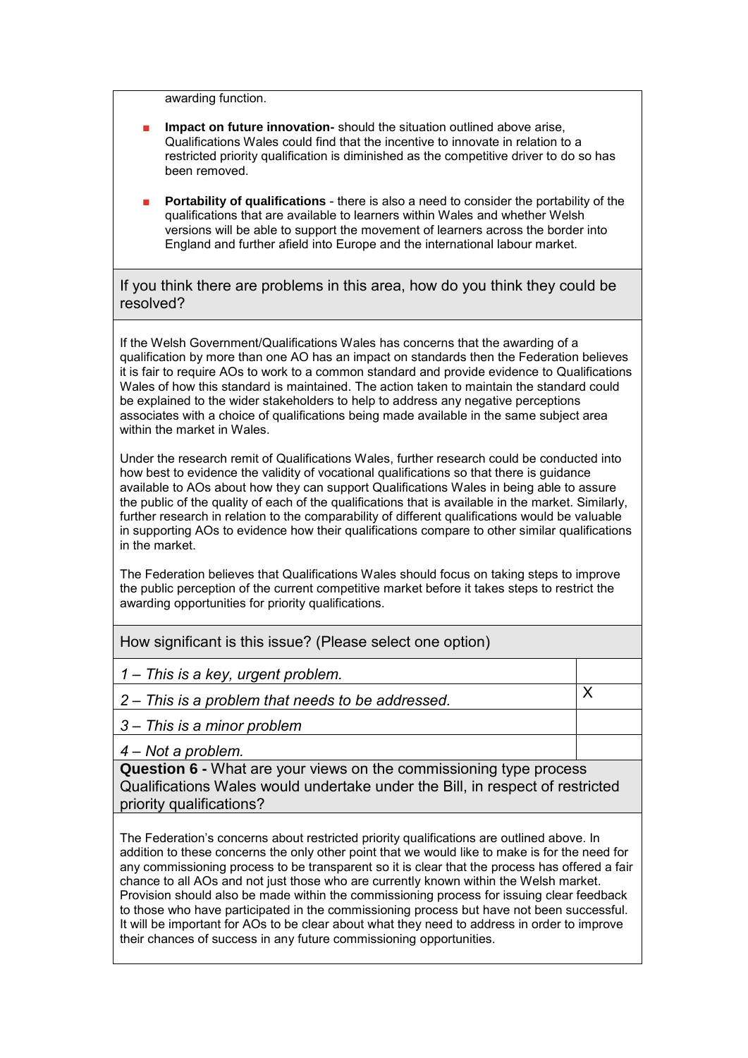awarding function.

- **Impact on future innovation-** should the situation outlined above arise, Qualifications Wales could find that the incentive to innovate in relation to a restricted priority qualification is diminished as the competitive driver to do so has been removed.

- **Portability of qualifications** - there is also a need to consider the portability of the qualifications that are available to learners within Wales and whether Welsh versions will be able to support the movement of learners across the border into England and further afield into Europe and the international labour market.

If you think there are problems in this area, how do you think they could be resolved?

If the Welsh Government/Qualifications Wales has concerns that the awarding of a qualification by more than one AO has an impact on standards then the Federation believes it is fair to require AOs to work to a common standard and provide evidence to Qualifications Wales of how this standard is maintained. The action taken to maintain the standard could be explained to the wider stakeholders to help to address any negative perceptions associates with a choice of qualifications being made available in the same subject area within the market in Wales.

Under the research remit of Qualifications Wales, further research could be conducted into how best to evidence the validity of vocational qualifications so that there is guidance available to AOs about how they can support Qualifications Wales in being able to assure the public of the quality of each of the qualifications that is available in the market. Similarly, further research in relation to the comparability of different qualifications would be valuable in supporting AOs to evidence how their qualifications compare to other similar qualifications in the market.

The Federation believes that Qualifications Wales should focus on taking steps to improve the public perception of the current competitive market before it takes steps to restrict the awarding opportunities for priority qualifications.

How significant is this issue? (Please select one option)

| | |
|---|---|
| *1 – This is a key, urgent problem.* | |
| *2 – This is a problem that needs to be addressed.* | X |
| *3 – This is a minor problem* | |
| *4 – Not a problem.* | |

**Question 6 -** What are your views on the commissioning type process Qualifications Wales would undertake under the Bill, in respect of restricted priority qualifications?

The Federation's concerns about restricted priority qualifications are outlined above. In addition to these concerns the only other point that we would like to make is for the need for any commissioning process to be transparent so it is clear that the process has offered a fair chance to all AOs and not just those who are currently known within the Welsh market. Provision should also be made within the commissioning process for issuing clear feedback to those who have participated in the commissioning process but have not been successful. It will be important for AOs to be clear about what they need to address in order to improve their chances of success in any future commissioning opportunities.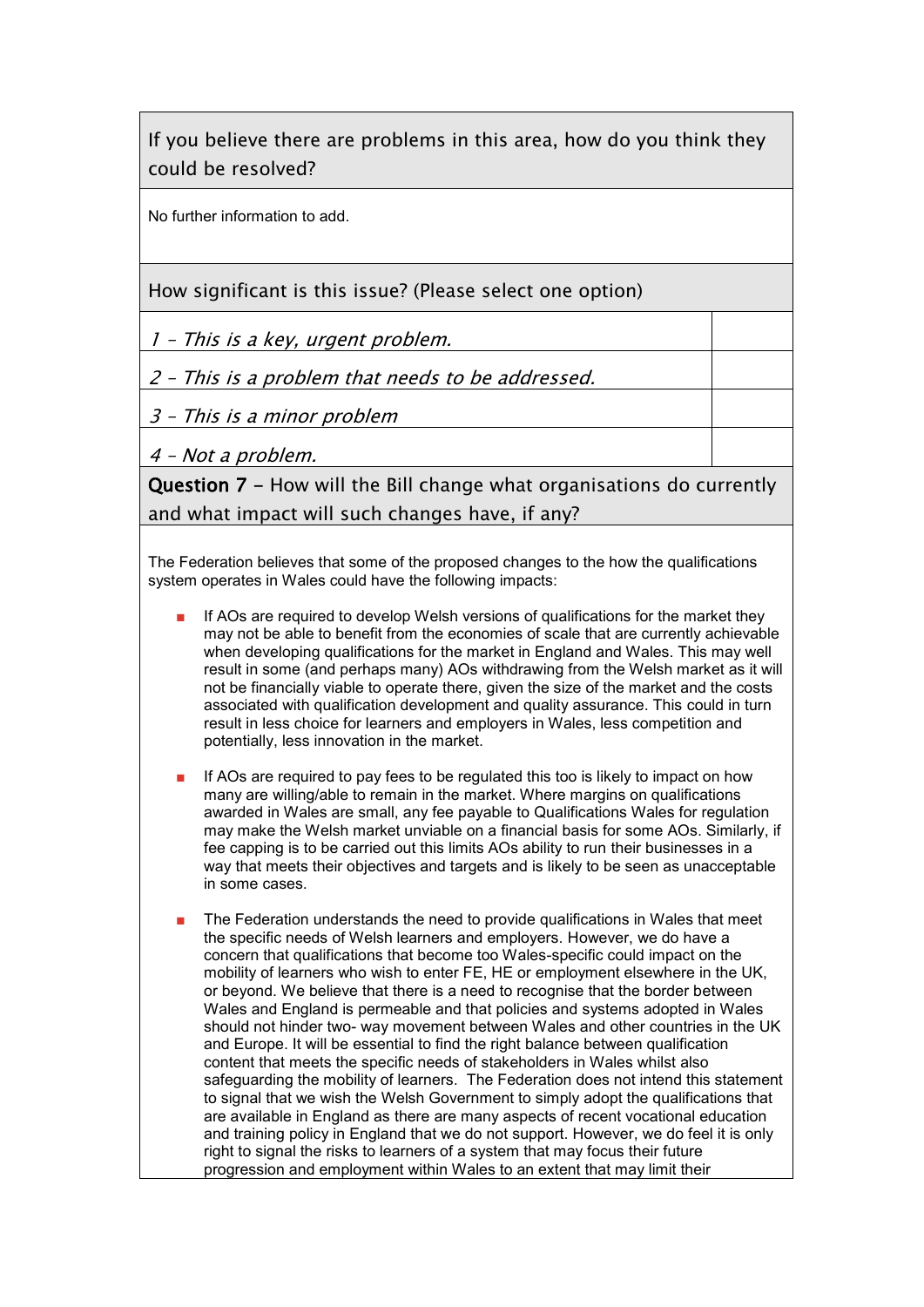| If you believe there are problems in this area, how do you think they could be resolved? |
|---|

No further information to add.

| How significant is this issue? (Please select one option) | |
|---|---|
| *1 – This is a key, urgent problem.* | |
| *2 – This is a problem that needs to be addressed.* | |
| *3 – This is a minor problem* | |
| *4 – Not a problem.* | |

**Question 7** – How will the Bill change what organisations do currently and what impact will such changes have, if any?

The Federation believes that some of the proposed changes to the how the qualifications system operates in Wales could have the following impacts:

- If AOs are required to develop Welsh versions of qualifications for the market they may not be able to benefit from the economies of scale that are currently achievable when developing qualifications for the market in England and Wales. This may well result in some (and perhaps many) AOs withdrawing from the Welsh market as it will not be financially viable to operate there, given the size of the market and the costs associated with qualification development and quality assurance. This could in turn result in less choice for learners and employers in Wales, less competition and potentially, less innovation in the market.

- If AOs are required to pay fees to be regulated this too is likely to impact on how many are willing/able to remain in the market. Where margins on qualifications awarded in Wales are small, any fee payable to Qualifications Wales for regulation may make the Welsh market unviable on a financial basis for some AOs. Similarly, if fee capping is to be carried out this limits AOs ability to run their businesses in a way that meets their objectives and targets and is likely to be seen as unacceptable in some cases.

- The Federation understands the need to provide qualifications in Wales that meet the specific needs of Welsh learners and employers. However, we do have a concern that qualifications that become too Wales-specific could impact on the mobility of learners who wish to enter FE, HE or employment elsewhere in the UK, or beyond. We believe that there is a need to recognise that the border between Wales and England is permeable and that policies and systems adopted in Wales should not hinder two- way movement between Wales and other countries in the UK and Europe. It will be essential to find the right balance between qualification content that meets the specific needs of stakeholders in Wales whilst also safeguarding the mobility of learners. The Federation does not intend this statement to signal that we wish the Welsh Government to simply adopt the qualifications that are available in England as there are many aspects of recent vocational education and training policy in England that we do not support. However, we do feel it is only right to signal the risks to learners of a system that may focus their future progression and employment within Wales to an extent that may limit their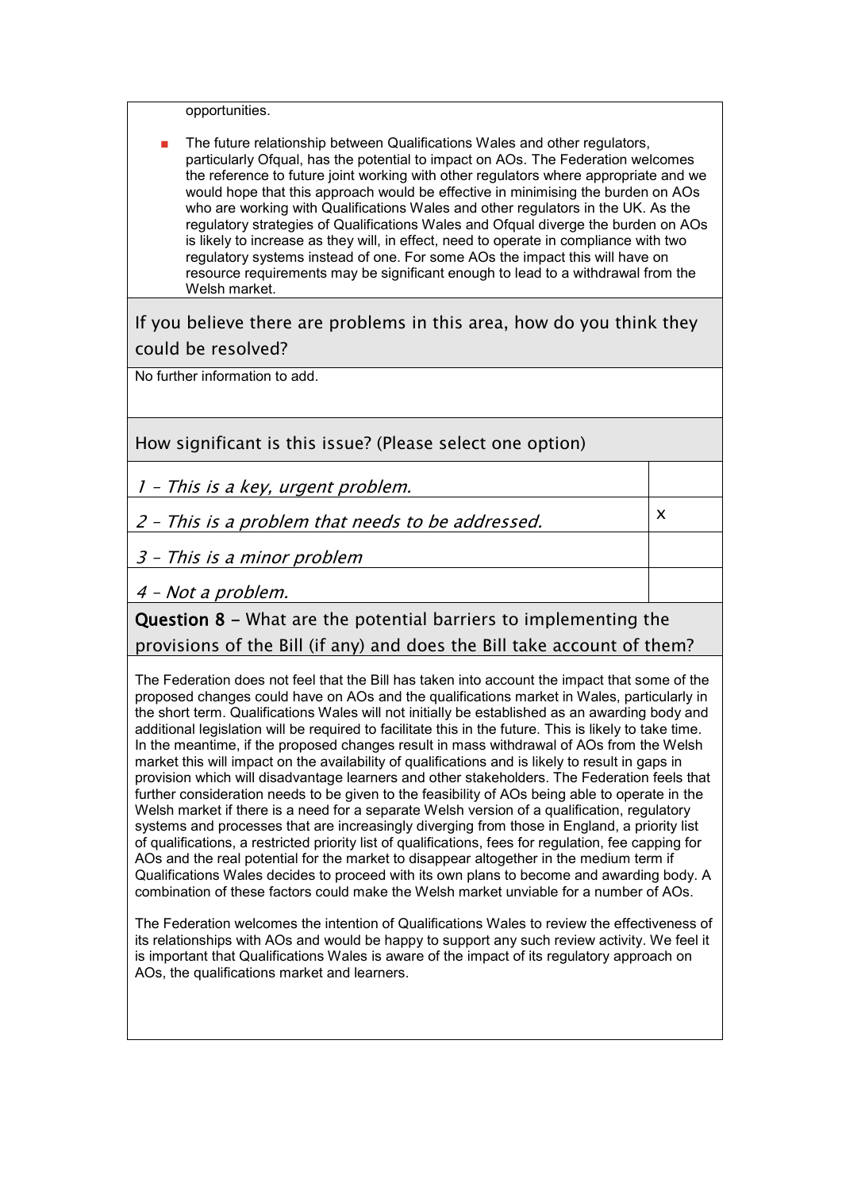opportunities.

- The future relationship between Qualifications Wales and other regulators, particularly Ofqual, has the potential to impact on AOs. The Federation welcomes the reference to future joint working with other regulators where appropriate and we would hope that this approach would be effective in minimising the burden on AOs who are working with Qualifications Wales and other regulators in the UK. As the regulatory strategies of Qualifications Wales and Ofqual diverge the burden on AOs is likely to increase as they will, in effect, need to operate in compliance with two regulatory systems instead of one. For some AOs the impact this will have on resource requirements may be significant enough to lead to a withdrawal from the Welsh market.

If you believe there are problems in this area, how do you think they could be resolved?

No further information to add.

How significant is this issue? (Please select one option)

| | |
|---|---|
| *1 – This is a key, urgent problem.* | |
| *2 – This is a problem that needs to be addressed.* | x |
| *3 – This is a minor problem* | |
| *4 – Not a problem.* | |

**Question 8** – What are the potential barriers to implementing the provisions of the Bill (if any) and does the Bill take account of them?

The Federation does not feel that the Bill has taken into account the impact that some of the proposed changes could have on AOs and the qualifications market in Wales, particularly in the short term. Qualifications Wales will not initially be established as an awarding body and additional legislation will be required to facilitate this in the future. This is likely to take time. In the meantime, if the proposed changes result in mass withdrawal of AOs from the Welsh market this will impact on the availability of qualifications and is likely to result in gaps in provision which will disadvantage learners and other stakeholders. The Federation feels that further consideration needs to be given to the feasibility of AOs being able to operate in the Welsh market if there is a need for a separate Welsh version of a qualification, regulatory systems and processes that are increasingly diverging from those in England, a priority list of qualifications, a restricted priority list of qualifications, fees for regulation, fee capping for AOs and the real potential for the market to disappear altogether in the medium term if Qualifications Wales decides to proceed with its own plans to become and awarding body. A combination of these factors could make the Welsh market unviable for a number of AOs.

The Federation welcomes the intention of Qualifications Wales to review the effectiveness of its relationships with AOs and would be happy to support any such review activity. We feel it is important that Qualifications Wales is aware of the impact of its regulatory approach on AOs, the qualifications market and learners.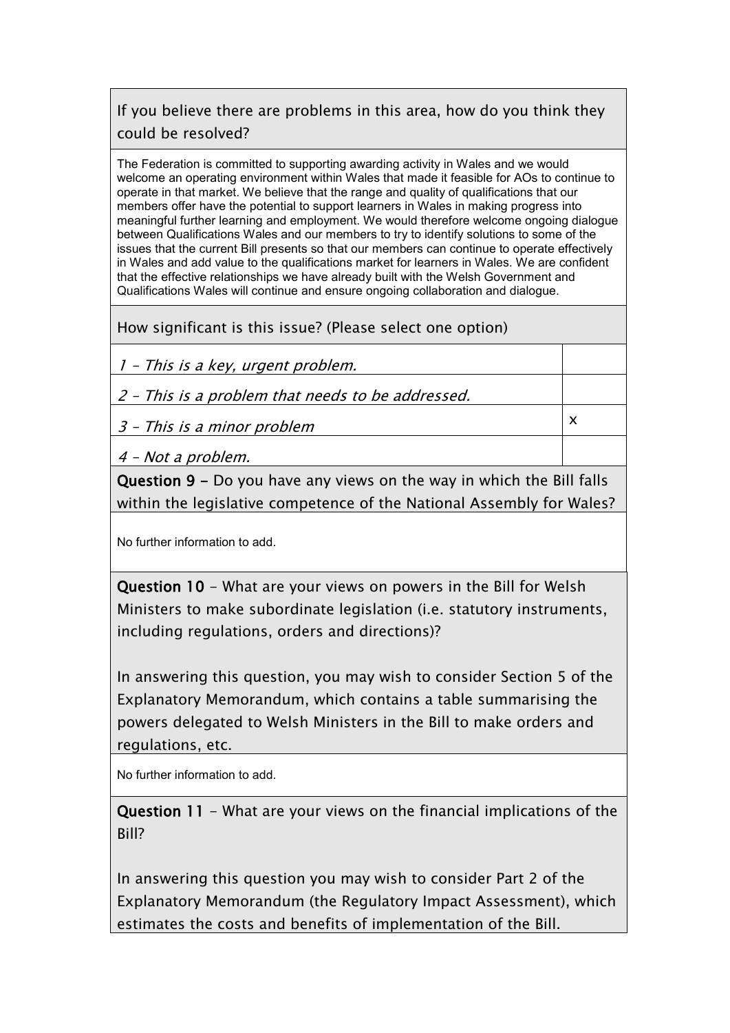If you believe there are problems in this area, how do you think they could be resolved?

The Federation is committed to supporting awarding activity in Wales and we would welcome an operating environment within Wales that made it feasible for AOs to continue to operate in that market. We believe that the range and quality of qualifications that our members offer have the potential to support learners in Wales in making progress into meaningful further learning and employment. We would therefore welcome ongoing dialogue between Qualifications Wales and our members to try to identify solutions to some of the issues that the current Bill presents so that our members can continue to operate effectively in Wales and add value to the qualifications market for learners in Wales. We are confident that the effective relationships we have already built with the Welsh Government and Qualifications Wales will continue and ensure ongoing collaboration and dialogue.

How significant is this issue? (Please select one option)

| | |
|---|---|
| *1 – This is a key, urgent problem.* | |
| *2 – This is a problem that needs to be addressed.* | |
| *3 – This is a minor problem* | x |
| *4 – Not a problem.* | |

**Question 9 –** Do you have any views on the way in which the Bill falls within the legislative competence of the National Assembly for Wales?

No further information to add.

**Question 10** – What are your views on powers in the Bill for Welsh Ministers to make subordinate legislation (i.e. statutory instruments, including regulations, orders and directions)?

In answering this question, you may wish to consider Section 5 of the Explanatory Memorandum, which contains a table summarising the powers delegated to Welsh Ministers in the Bill to make orders and regulations, etc.

No further information to add.

**Question 11** – What are your views on the financial implications of the Bill?

In answering this question you may wish to consider Part 2 of the Explanatory Memorandum (the Regulatory Impact Assessment), which estimates the costs and benefits of implementation of the Bill.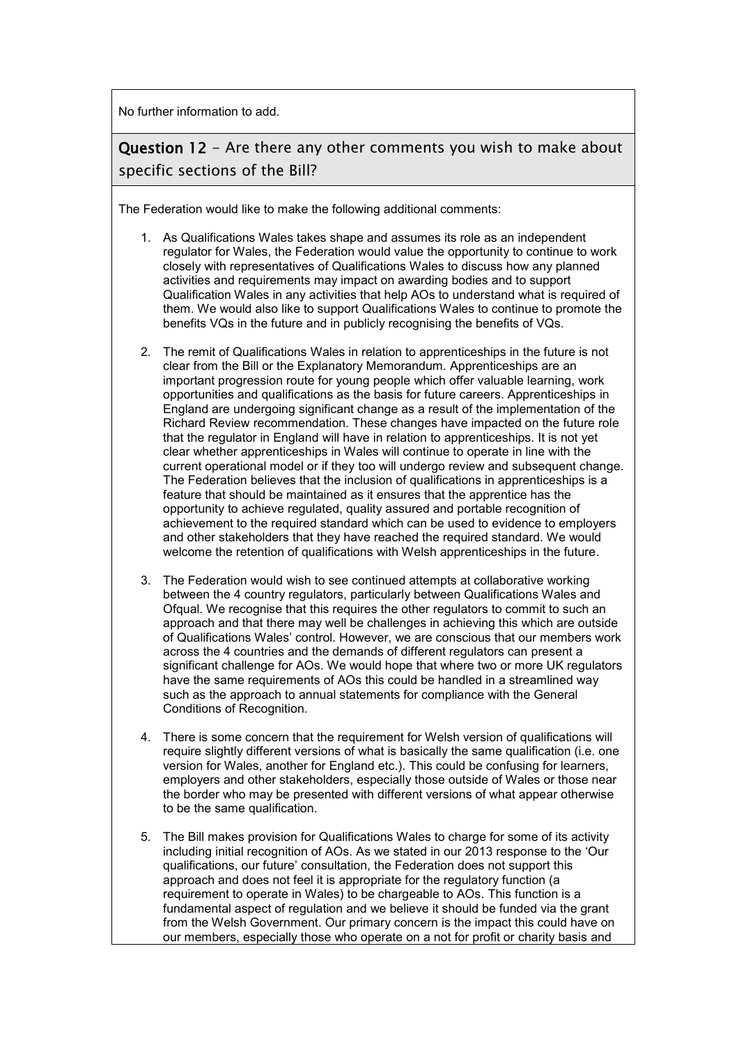No further information to add.

**Question 12** - Are there any other comments you wish to make about specific sections of the Bill?

The Federation would like to make the following additional comments:

1. As Qualifications Wales takes shape and assumes its role as an independent regulator for Wales, the Federation would value the opportunity to continue to work closely with representatives of Qualifications Wales to discuss how any planned activities and requirements may impact on awarding bodies and to support Qualification Wales in any activities that help AOs to understand what is required of them. We would also like to support Qualifications Wales to continue to promote the benefits VQs in the future and in publicly recognising the benefits of VQs.

2. The remit of Qualifications Wales in relation to apprenticeships in the future is not clear from the Bill or the Explanatory Memorandum. Apprenticeships are an important progression route for young people which offer valuable learning, work opportunities and qualifications as the basis for future careers. Apprenticeships in England are undergoing significant change as a result of the implementation of the Richard Review recommendation. These changes have impacted on the future role that the regulator in England will have in relation to apprenticeships. It is not yet clear whether apprenticeships in Wales will continue to operate in line with the current operational model or if they too will undergo review and subsequent change. The Federation believes that the inclusion of qualifications in apprenticeships is a feature that should be maintained as it ensures that the apprentice has the opportunity to achieve regulated, quality assured and portable recognition of achievement to the required standard which can be used to evidence to employers and other stakeholders that they have reached the required standard. We would welcome the retention of qualifications with Welsh apprenticeships in the future.

3. The Federation would wish to see continued attempts at collaborative working between the 4 country regulators, particularly between Qualifications Wales and Ofqual. We recognise that this requires the other regulators to commit to such an approach and that there may well be challenges in achieving this which are outside of Qualifications Wales' control. However, we are conscious that our members work across the 4 countries and the demands of different regulators can present a significant challenge for AOs. We would hope that where two or more UK regulators have the same requirements of AOs this could be handled in a streamlined way such as the approach to annual statements for compliance with the General Conditions of Recognition.

4. There is some concern that the requirement for Welsh version of qualifications will require slightly different versions of what is basically the same qualification (i.e. one version for Wales, another for England etc.). This could be confusing for learners, employers and other stakeholders, especially those outside of Wales or those near the border who may be presented with different versions of what appear otherwise to be the same qualification.

5. The Bill makes provision for Qualifications Wales to charge for some of its activity including initial recognition of AOs. As we stated in our 2013 response to the 'Our qualifications, our future' consultation, the Federation does not support this approach and does not feel it is appropriate for the regulatory function (a requirement to operate in Wales) to be chargeable to AOs. This function is a fundamental aspect of regulation and we believe it should be funded via the grant from the Welsh Government. Our primary concern is the impact this could have on our members, especially those who operate on a not for profit or charity basis and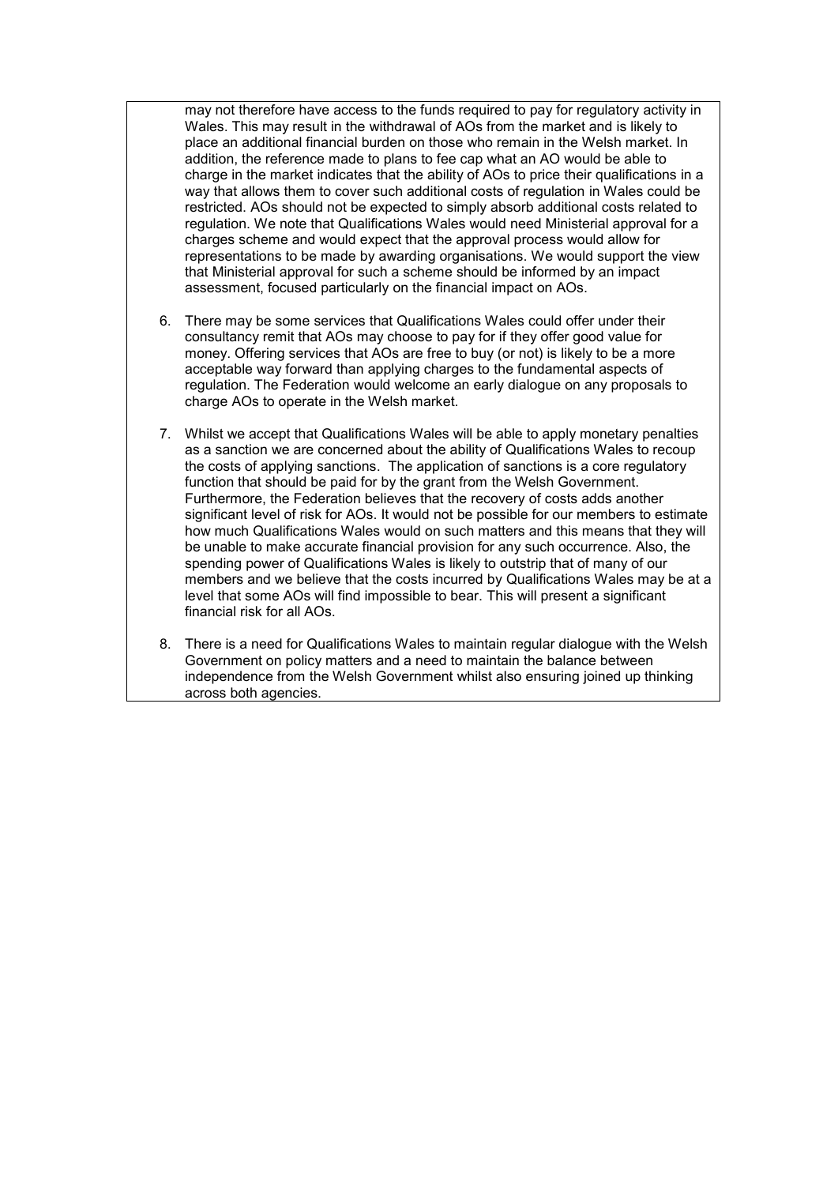may not therefore have access to the funds required to pay for regulatory activity in Wales. This may result in the withdrawal of AOs from the market and is likely to place an additional financial burden on those who remain in the Welsh market. In addition, the reference made to plans to fee cap what an AO would be able to charge in the market indicates that the ability of AOs to price their qualifications in a way that allows them to cover such additional costs of regulation in Wales could be restricted. AOs should not be expected to simply absorb additional costs related to regulation. We note that Qualifications Wales would need Ministerial approval for a charges scheme and would expect that the approval process would allow for representations to be made by awarding organisations. We would support the view that Ministerial approval for such a scheme should be informed by an impact assessment, focused particularly on the financial impact on AOs.

6. There may be some services that Qualifications Wales could offer under their consultancy remit that AOs may choose to pay for if they offer good value for money. Offering services that AOs are free to buy (or not) is likely to be a more acceptable way forward than applying charges to the fundamental aspects of regulation. The Federation would welcome an early dialogue on any proposals to charge AOs to operate in the Welsh market.

7. Whilst we accept that Qualifications Wales will be able to apply monetary penalties as a sanction we are concerned about the ability of Qualifications Wales to recoup the costs of applying sanctions. The application of sanctions is a core regulatory function that should be paid for by the grant from the Welsh Government. Furthermore, the Federation believes that the recovery of costs adds another significant level of risk for AOs. It would not be possible for our members to estimate how much Qualifications Wales would on such matters and this means that they will be unable to make accurate financial provision for any such occurrence. Also, the spending power of Qualifications Wales is likely to outstrip that of many of our members and we believe that the costs incurred by Qualifications Wales may be at a level that some AOs will find impossible to bear. This will present a significant financial risk for all AOs.

8. There is a need for Qualifications Wales to maintain regular dialogue with the Welsh Government on policy matters and a need to maintain the balance between independence from the Welsh Government whilst also ensuring joined up thinking across both agencies.